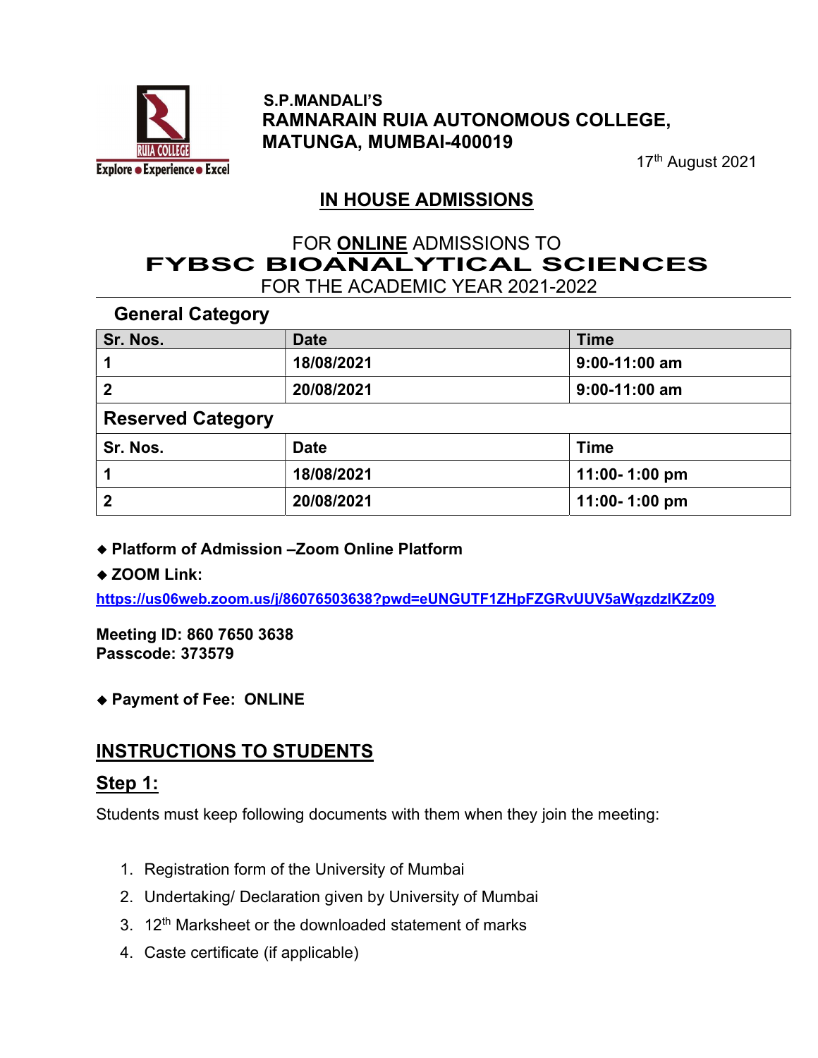S.P.MANDALI'S
**RAMNARAIN RUIA AUTONOMOUS COLLEGE,**
**MATUNGA, MUMBAI-400019**

17th August 2021

## IN HOUSE ADMISSIONS

FOR **ONLINE** ADMISSIONS TO

# FYBSC BIOANALYTICAL SCIENCES

FOR THE ACADEMIC YEAR 2021-2022

**General Category**

| Sr. Nos. | Date | Time |
|---|---|---|
| 1 | 18/08/2021 | 9:00-11:00 am |
| 2 | 20/08/2021 | 9:00-11:00 am |
| **Reserved Category** | | |
| **Sr. Nos.** | **Date** | **Time** |
| 1 | 18/08/2021 | 11:00- 1:00 pm |
| 2 | 20/08/2021 | 11:00- 1:00 pm |

- **Platform of Admission –Zoom Online Platform**
- **ZOOM Link:**

https://us06web.zoom.us/j/86076503638?pwd=eUNGUTF1ZHpFZGRvUUV5aWgzdzlKZz09

**Meeting ID: 860 7650 3638**
**Passcode: 373579**

- **Payment of Fee: ONLINE**

## INSTRUCTIONS TO STUDENTS

### Step 1:

Students must keep following documents with them when they join the meeting:

1. Registration form of the University of Mumbai
2. Undertaking/ Declaration given by University of Mumbai
3. 12th Marksheet or the downloaded statement of marks
4. Caste certificate (if applicable)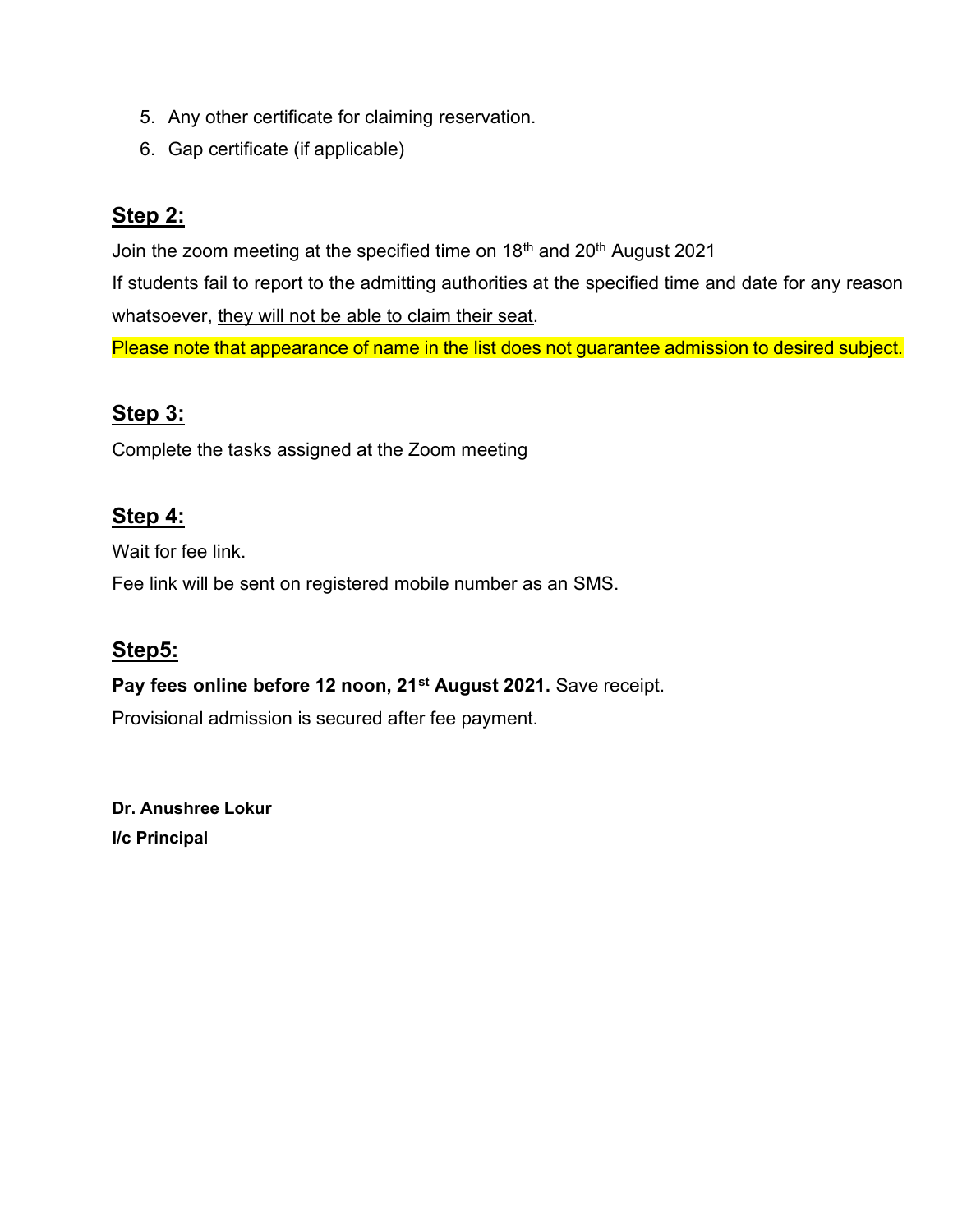5. Any other certificate for claiming reservation.
6. Gap certificate (if applicable)

## Step 2:

Join the zoom meeting at the specified time on 18th and 20th August 2021

If students fail to report to the admitting authorities at the specified time and date for any reason whatsoever, they will not be able to claim their seat.

Please note that appearance of name in the list does not guarantee admission to desired subject.

## Step 3:

Complete the tasks assigned at the Zoom meeting

## Step 4:

Wait for fee link.

Fee link will be sent on registered mobile number as an SMS.

## Step5:

**Pay fees online before 12 noon, 21st August 2021.** Save receipt.

Provisional admission is secured after fee payment.

**Dr. Anushree Lokur**
**I/c Principal**